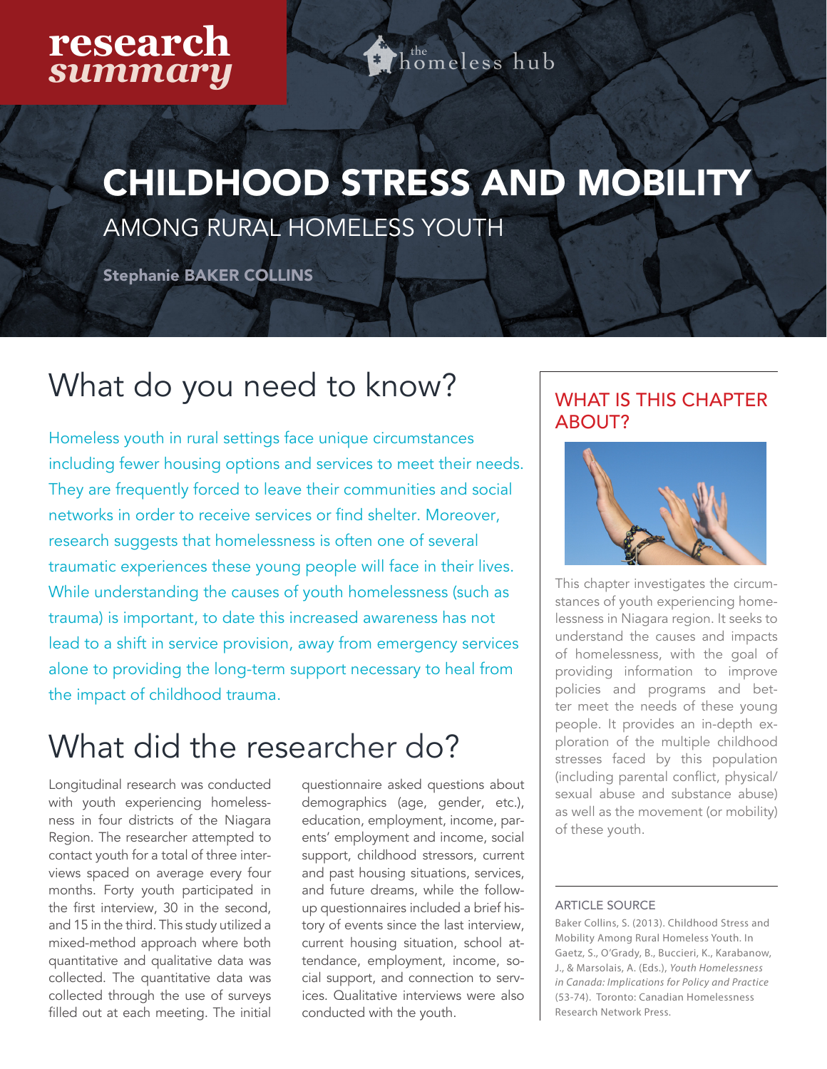research summary

the homeless hub

# CHILDHOOD STRESS AND MOBILITY

## AMONG RURAL HOMELESS YOUTH

**Stephanie BAKER COLLINS**

## What do you need to know?

Homeless youth in rural settings face unique circumstances including fewer housing options and services to meet their needs. They are frequently forced to leave their communities and social networks in order to receive services or find shelter. Moreover, research suggests that homelessness is often one of several traumatic experiences these young people will face in their lives. While understanding the causes of youth homelessness (such as trauma) is important, to date this increased awareness has not lead to a shift in service provision, away from emergency services alone to providing the long-term support necessary to heal from the impact of childhood trauma.

## What did the researcher do?

Longitudinal research was conducted with youth experiencing homelessness in four districts of the Niagara Region. The researcher attempted to contact youth for a total of three interviews spaced on average every four months. Forty youth participated in the first interview, 30 in the second, and 15 in the third. This study utilized a mixed-method approach where both quantitative and qualitative data was collected. The quantitative data was collected through the use of surveys filled out at each meeting. The initial questionnaire asked questions about demographics (age, gender, etc.), education, employment, income, parents' employment and income, social support, childhood stressors, current and past housing situations, services, and future dreams, while the follow-up questionnaires included a brief history of events since the last interview, current housing situation, school attendance, employment, income, social support, and connection to services. Qualitative interviews were also conducted with the youth.

### WHAT IS THIS CHAPTER ABOUT?

This chapter investigates the circumstances of youth experiencing homelessness in Niagara region. It seeks to understand the causes and impacts of homelessness, with the goal of providing information to improve policies and programs and better meet the needs of these young people. It provides an in-depth exploration of the multiple childhood stresses faced by this population (including parental conflict, physical/sexual abuse and substance abuse) as well as the movement (or mobility) of these youth.

### ARTICLE SOURCE

Baker Collins, S. (2013). Childhood Stress and Mobility Among Rural Homeless Youth. In Gaetz, S., O'Grady, B., Buccieri, K., Karabanow, J., & Marsolais, A. (Eds.), *Youth Homelessness in Canada: Implications for Policy and Practice* (53-74). Toronto: Canadian Homelessness Research Network Press.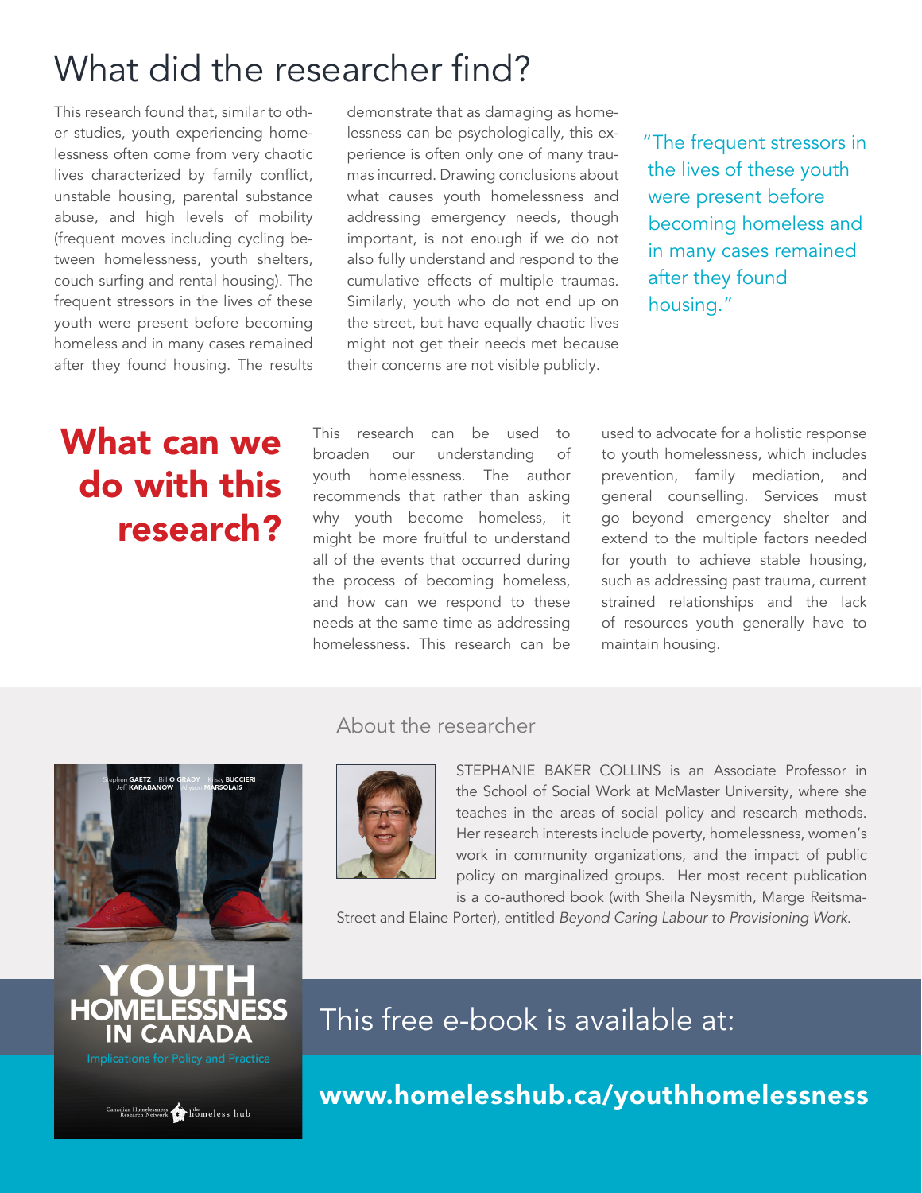# What did the researcher find?

This research found that, similar to other studies, youth experiencing homelessness often come from very chaotic lives characterized by family conflict, unstable housing, parental substance abuse, and high levels of mobility (frequent moves including cycling between homelessness, youth shelters, couch surfing and rental housing). The frequent stressors in the lives of these youth were present before becoming homeless and in many cases remained after they found housing. The results demonstrate that as damaging as homelessness can be psychologically, this experience is often only one of many traumas incurred. Drawing conclusions about what causes youth homelessness and addressing emergency needs, though important, is not enough if we do not also fully understand and respond to the cumulative effects of multiple traumas. Similarly, youth who do not end up on the street, but have equally chaotic lives might not get their needs met because their concerns are not visible publicly.

"The frequent stressors in the lives of these youth were present before becoming homeless and in many cases remained after they found housing."

# What can we do with this research?

This research can be used to broaden our understanding of youth homelessness. The author recommends that rather than asking why youth become homeless, it might be more fruitful to understand all of the events that occurred during the process of becoming homeless, and how can we respond to these needs at the same time as addressing homelessness. This research can be used to advocate for a holistic response to youth homelessness, which includes prevention, family mediation, and general counselling. Services must go beyond emergency shelter and extend to the multiple factors needed for youth to achieve stable housing, such as addressing past trauma, current strained relationships and the lack of resources youth generally have to maintain housing.

## About the researcher

STEPHANIE BAKER COLLINS is an Associate Professor in the School of Social Work at McMaster University, where she teaches in the areas of social policy and research methods. Her research interests include poverty, homelessness, women's work in community organizations, and the impact of public policy on marginalized groups. Her most recent publication is a co-authored book (with Sheila Neysmith, Marge Reitsma-Street and Elaine Porter), entitled *Beyond Caring Labour to Provisioning Work*.

Stephen GAETZ Bill O'GRADY Kristy BUCCIERI Jeff KARABANOW Allyson MARSOLAIS

YOUTH HOMELESSNESS IN CANADA

Implications for Policy and Practice

Canadian Homelessness Research Network the homeless hub

## This free e-book is available at:

**www.homelesshub.ca/youthhomelessness**